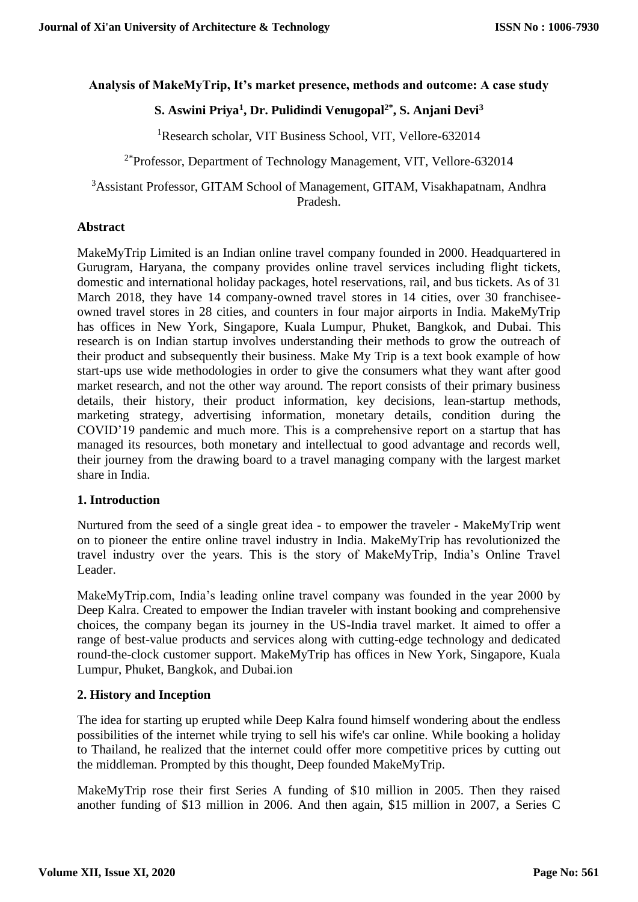# Analysis of MakeMyTrip, It's market presence, methods and outcome: A case study

**S. Aswini Priya[1], Dr. Pulidindi Venugopal[2*], S. Anjani Devi[3]**

[1]Research scholar, VIT Business School, VIT, Vellore-632014

[2*]Professor, Department of Technology Management, VIT, Vellore-632014

[3]Assistant Professor, GITAM School of Management, GITAM, Visakhapatnam, Andhra Pradesh.

## Abstract

MakeMyTrip Limited is an Indian online travel company founded in 2000. Headquartered in Gurugram, Haryana, the company provides online travel services including flight tickets, domestic and international holiday packages, hotel reservations, rail, and bus tickets. As of 31 March 2018, they have 14 company-owned travel stores in 14 cities, over 30 franchisee-owned travel stores in 28 cities, and counters in four major airports in India. MakeMyTrip has offices in New York, Singapore, Kuala Lumpur, Phuket, Bangkok, and Dubai. This research is on Indian startup involves understanding their methods to grow the outreach of their product and subsequently their business. Make My Trip is a text book example of how start-ups use wide methodologies in order to give the consumers what they want after good market research, and not the other way around. The report consists of their primary business details, their history, their product information, key decisions, lean-startup methods, marketing strategy, advertising information, monetary details, condition during the COVID'19 pandemic and much more. This is a comprehensive report on a startup that has managed its resources, both monetary and intellectual to good advantage and records well, their journey from the drawing board to a travel managing company with the largest market share in India.

## 1. Introduction

Nurtured from the seed of a single great idea - to empower the traveler - MakeMyTrip went on to pioneer the entire online travel industry in India. MakeMyTrip has revolutionized the travel industry over the years. This is the story of MakeMyTrip, India's Online Travel Leader.

MakeMyTrip.com, India's leading online travel company was founded in the year 2000 by Deep Kalra. Created to empower the Indian traveler with instant booking and comprehensive choices, the company began its journey in the US-India travel market. It aimed to offer a range of best-value products and services along with cutting-edge technology and dedicated round-the-clock customer support. MakeMyTrip has offices in New York, Singapore, Kuala Lumpur, Phuket, Bangkok, and Dubai.ion

## 2. History and Inception

The idea for starting up erupted while Deep Kalra found himself wondering about the endless possibilities of the internet while trying to sell his wife's car online. While booking a holiday to Thailand, he realized that the internet could offer more competitive prices by cutting out the middleman. Prompted by this thought, Deep founded MakeMyTrip.

MakeMyTrip rose their first Series A funding of $10 million in 2005. Then they raised another funding of $13 million in 2006. And then again, $15 million in 2007, a Series C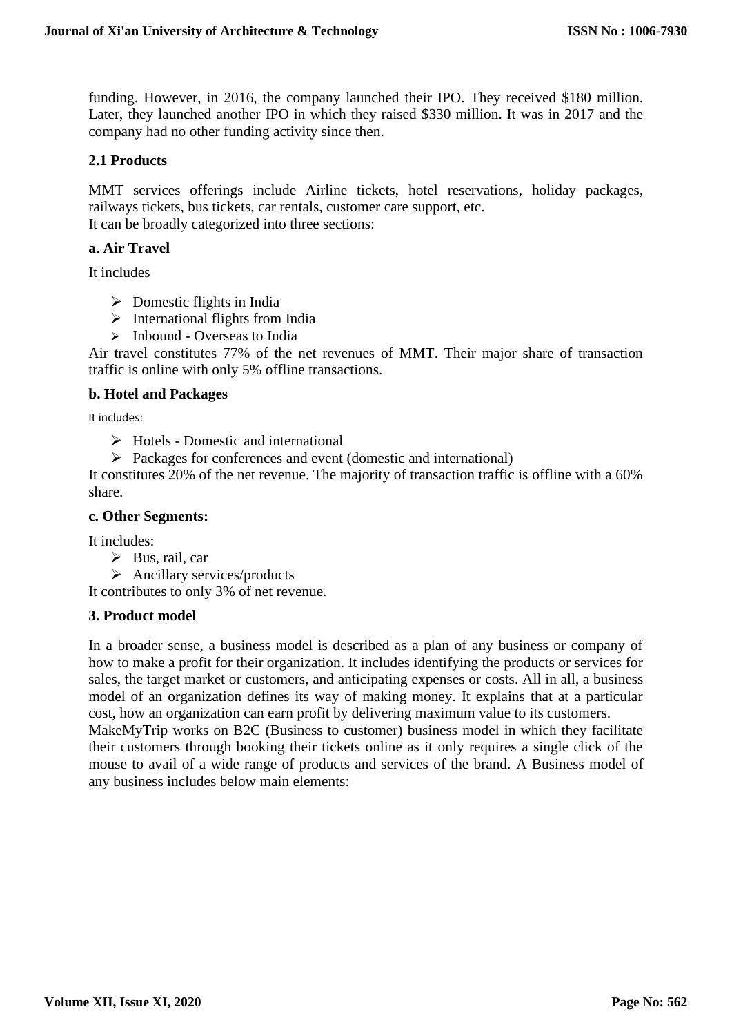funding. However, in 2016, the company launched their IPO. They received $180 million. Later, they launched another IPO in which they raised $330 million. It was in 2017 and the company had no other funding activity since then.

### 2.1 Products

MMT services offerings include Airline tickets, hotel reservations, holiday packages, railways tickets, bus tickets, car rentals, customer care support, etc.
It can be broadly categorized into three sections:

#### a. Air Travel

It includes

- Domestic flights in India
- International flights from India
- Inbound - Overseas to India

Air travel constitutes 77% of the net revenues of MMT. Their major share of transaction traffic is online with only 5% offline transactions.

#### b. Hotel and Packages

It includes:

- Hotels - Domestic and international
- Packages for conferences and event (domestic and international)

It constitutes 20% of the net revenue. The majority of transaction traffic is offline with a 60% share.

#### c. Other Segments:

It includes:

- Bus, rail, car
- Ancillary services/products

It contributes to only 3% of net revenue.

## 3. Product model

In a broader sense, a business model is described as a plan of any business or company of how to make a profit for their organization. It includes identifying the products or services for sales, the target market or customers, and anticipating expenses or costs. All in all, a business model of an organization defines its way of making money. It explains that at a particular cost, how an organization can earn profit by delivering maximum value to its customers.
MakeMyTrip works on B2C (Business to customer) business model in which they facilitate their customers through booking their tickets online as it only requires a single click of the mouse to avail of a wide range of products and services of the brand. A Business model of any business includes below main elements: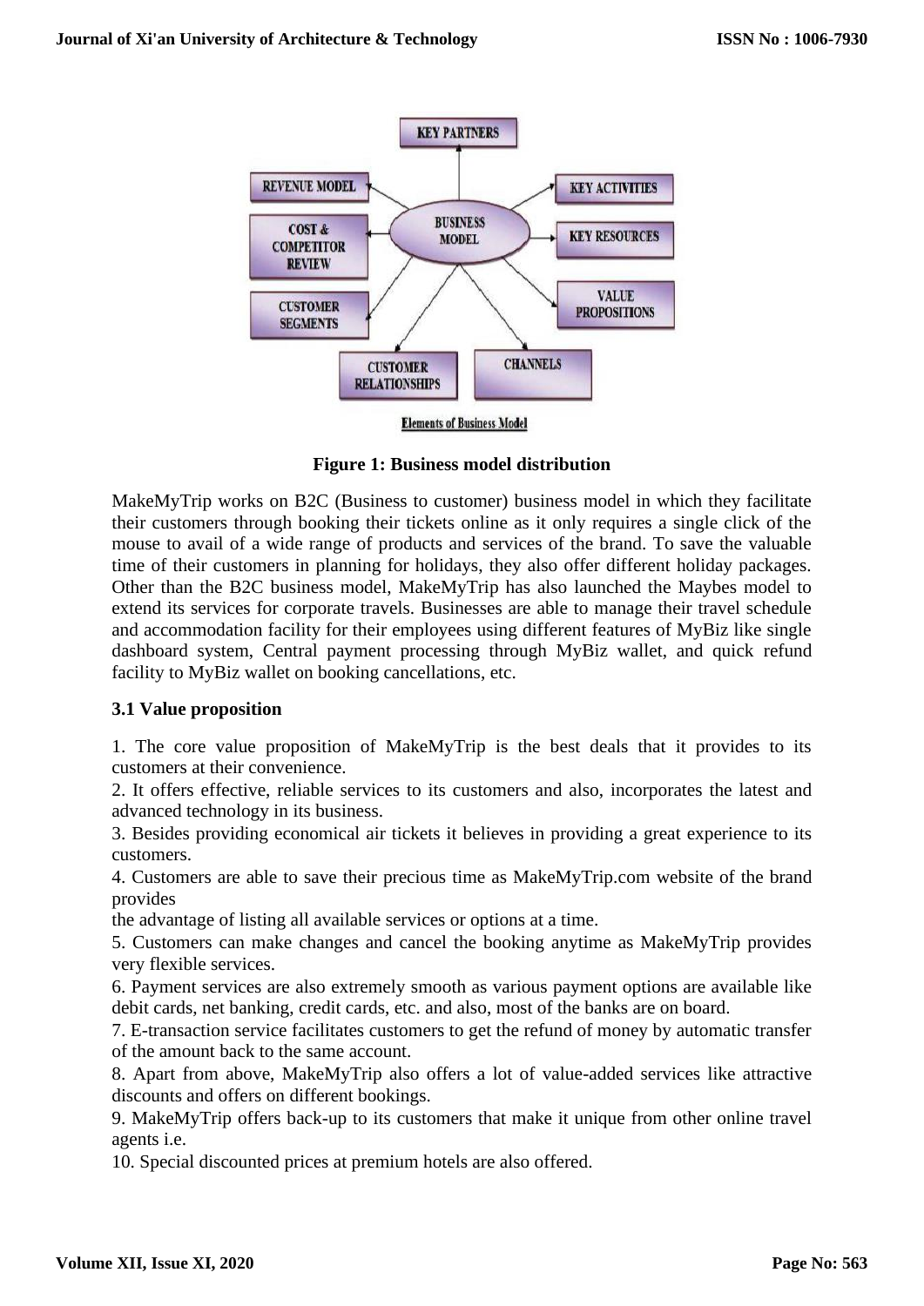Figure 1: Business model distribution

MakeMyTrip works on B2C (Business to customer) business model in which they facilitate their customers through booking their tickets online as it only requires a single click of the mouse to avail of a wide range of products and services of the brand. To save the valuable time of their customers in planning for holidays, they also offer different holiday packages. Other than the B2C business model, MakeMyTrip has also launched the Maybes model to extend its services for corporate travels. Businesses are able to manage their travel schedule and accommodation facility for their employees using different features of MyBiz like single dashboard system, Central payment processing through MyBiz wallet, and quick refund facility to MyBiz wallet on booking cancellations, etc.

### 3.1 Value proposition

1. The core value proposition of MakeMyTrip is the best deals that it provides to its customers at their convenience.
2. It offers effective, reliable services to its customers and also, incorporates the latest and advanced technology in its business.
3. Besides providing economical air tickets it believes in providing a great experience to its customers.
4. Customers are able to save their precious time as MakeMyTrip.com website of the brand provides the advantage of listing all available services or options at a time.
5. Customers can make changes and cancel the booking anytime as MakeMyTrip provides very flexible services.
6. Payment services are also extremely smooth as various payment options are available like debit cards, net banking, credit cards, etc. and also, most of the banks are on board.
7. E-transaction service facilitates customers to get the refund of money by automatic transfer of the amount back to the same account.
8. Apart from above, MakeMyTrip also offers a lot of value-added services like attractive discounts and offers on different bookings.
9. MakeMyTrip offers back-up to its customers that make it unique from other online travel agents i.e.
10. Special discounted prices at premium hotels are also offered.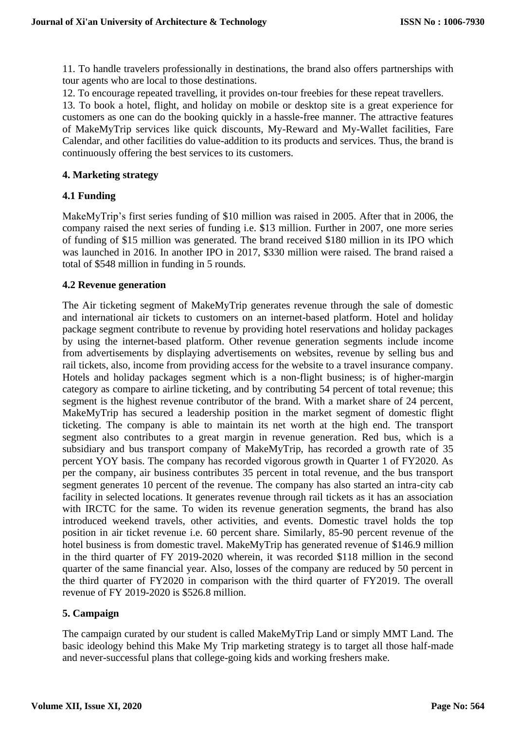11. To handle travelers professionally in destinations, the brand also offers partnerships with tour agents who are local to those destinations.

12. To encourage repeated travelling, it provides on-tour freebies for these repeat travellers.

13. To book a hotel, flight, and holiday on mobile or desktop site is a great experience for customers as one can do the booking quickly in a hassle-free manner. The attractive features of MakeMyTrip services like quick discounts, My-Reward and My-Wallet facilities, Fare Calendar, and other facilities do value-addition to its products and services. Thus, the brand is continuously offering the best services to its customers.

## 4. Marketing strategy

### 4.1 Funding

MakeMyTrip's first series funding of $10 million was raised in 2005. After that in 2006, the company raised the next series of funding i.e. $13 million. Further in 2007, one more series of funding of $15 million was generated. The brand received $180 million in its IPO which was launched in 2016. In another IPO in 2017, $330 million were raised. The brand raised a total of $548 million in funding in 5 rounds.

### 4.2 Revenue generation

The Air ticketing segment of MakeMyTrip generates revenue through the sale of domestic and international air tickets to customers on an internet-based platform. Hotel and holiday package segment contribute to revenue by providing hotel reservations and holiday packages by using the internet-based platform. Other revenue generation segments include income from advertisements by displaying advertisements on websites, revenue by selling bus and rail tickets, also, income from providing access for the website to a travel insurance company. Hotels and holiday packages segment which is a non-flight business; is of higher-margin category as compare to airline ticketing, and by contributing 54 percent of total revenue; this segment is the highest revenue contributor of the brand. With a market share of 24 percent, MakeMyTrip has secured a leadership position in the market segment of domestic flight ticketing. The company is able to maintain its net worth at the high end. The transport segment also contributes to a great margin in revenue generation. Red bus, which is a subsidiary and bus transport company of MakeMyTrip, has recorded a growth rate of 35 percent YOY basis. The company has recorded vigorous growth in Quarter 1 of FY2020. As per the company, air business contributes 35 percent in total revenue, and the bus transport segment generates 10 percent of the revenue. The company has also started an intra-city cab facility in selected locations. It generates revenue through rail tickets as it has an association with IRCTC for the same. To widen its revenue generation segments, the brand has also introduced weekend travels, other activities, and events. Domestic travel holds the top position in air ticket revenue i.e. 60 percent share. Similarly, 85-90 percent revenue of the hotel business is from domestic travel. MakeMyTrip has generated revenue of $146.9 million in the third quarter of FY 2019-2020 wherein, it was recorded $118 million in the second quarter of the same financial year. Also, losses of the company are reduced by 50 percent in the third quarter of FY2020 in comparison with the third quarter of FY2019. The overall revenue of FY 2019-2020 is $526.8 million.

## 5. Campaign

The campaign curated by our student is called MakeMyTrip Land or simply MMT Land. The basic ideology behind this Make My Trip marketing strategy is to target all those half-made and never-successful plans that college-going kids and working freshers make.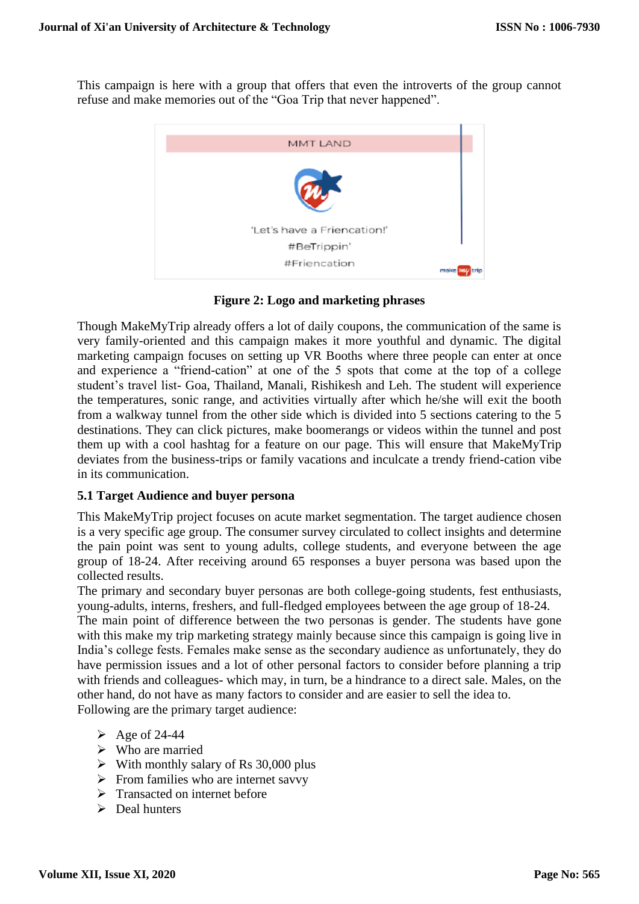This campaign is here with a group that offers that even the introverts of the group cannot refuse and make memories out of the "Goa Trip that never happened".

**Figure 2: Logo and marketing phrases**

Though MakeMyTrip already offers a lot of daily coupons, the communication of the same is very family-oriented and this campaign makes it more youthful and dynamic. The digital marketing campaign focuses on setting up VR Booths where three people can enter at once and experience a "friend-cation" at one of the 5 spots that come at the top of a college student's travel list- Goa, Thailand, Manali, Rishikesh and Leh. The student will experience the temperatures, sonic range, and activities virtually after which he/she will exit the booth from a walkway tunnel from the other side which is divided into 5 sections catering to the 5 destinations. They can click pictures, make boomerangs or videos within the tunnel and post them up with a cool hashtag for a feature on our page. This will ensure that MakeMyTrip deviates from the business-trips or family vacations and inculcate a trendy friend-cation vibe in its communication.

### 5.1 Target Audience and buyer persona

This MakeMyTrip project focuses on acute market segmentation. The target audience chosen is a very specific age group. The consumer survey circulated to collect insights and determine the pain point was sent to young adults, college students, and everyone between the age group of 18-24. After receiving around 65 responses a buyer persona was based upon the collected results.

The primary and secondary buyer personas are both college-going students, fest enthusiasts, young-adults, interns, freshers, and full-fledged employees between the age group of 18-24.

The main point of difference between the two personas is gender. The students have gone with this make my trip marketing strategy mainly because since this campaign is going live in India's college fests. Females make sense as the secondary audience as unfortunately, they do have permission issues and a lot of other personal factors to consider before planning a trip with friends and colleagues- which may, in turn, be a hindrance to a direct sale. Males, on the other hand, do not have as many factors to consider and are easier to sell the idea to.

Following are the primary target audience:

- Age of 24-44
- Who are married
- With monthly salary of Rs 30,000 plus
- From families who are internet savvy
- Transacted on internet before
- Deal hunters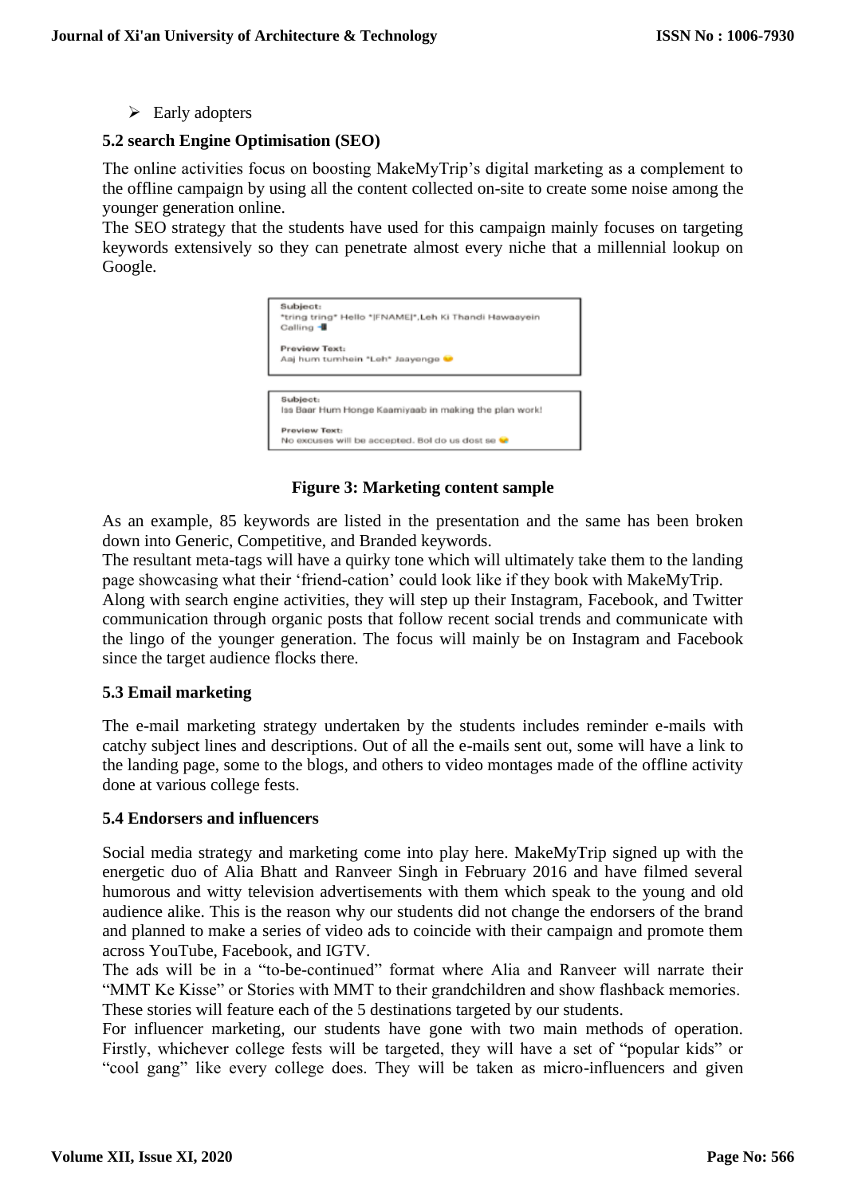- Early adopters

### 5.2 search Engine Optimisation (SEO)

The online activities focus on boosting MakeMyTrip's digital marketing as a complement to the offline campaign by using all the content collected on-site to create some noise among the younger generation online.

The SEO strategy that the students have used for this campaign mainly focuses on targeting keywords extensively so they can penetrate almost every niche that a millennial lookup on Google.

**Subject:**
"tring tring" Hello "|FNAME|",Leh Ki Thandi Hawaayein Calling

**Preview Text:**
Aaj hum tumhein "Leh" Jaayenge

**Subject:**
Iss Baar Hum Honge Kaamiyaab in making the plan work!

**Preview Text:**
No excuses will be accepted. Bol do us dost se

**Figure 3: Marketing content sample**

As an example, 85 keywords are listed in the presentation and the same has been broken down into Generic, Competitive, and Branded keywords.

The resultant meta-tags will have a quirky tone which will ultimately take them to the landing page showcasing what their 'friend-cation' could look like if they book with MakeMyTrip.

Along with search engine activities, they will step up their Instagram, Facebook, and Twitter communication through organic posts that follow recent social trends and communicate with the lingo of the younger generation. The focus will mainly be on Instagram and Facebook since the target audience flocks there.

### 5.3 Email marketing

The e-mail marketing strategy undertaken by the students includes reminder e-mails with catchy subject lines and descriptions. Out of all the e-mails sent out, some will have a link to the landing page, some to the blogs, and others to video montages made of the offline activity done at various college fests.

### 5.4 Endorsers and influencers

Social media strategy and marketing come into play here. MakeMyTrip signed up with the energetic duo of Alia Bhatt and Ranveer Singh in February 2016 and have filmed several humorous and witty television advertisements with them which speak to the young and old audience alike. This is the reason why our students did not change the endorsers of the brand and planned to make a series of video ads to coincide with their campaign and promote them across YouTube, Facebook, and IGTV.

The ads will be in a "to-be-continued" format where Alia and Ranveer will narrate their "MMT Ke Kisse" or Stories with MMT to their grandchildren and show flashback memories. These stories will feature each of the 5 destinations targeted by our students.

For influencer marketing, our students have gone with two main methods of operation. Firstly, whichever college fests will be targeted, they will have a set of "popular kids" or "cool gang" like every college does. They will be taken as micro-influencers and given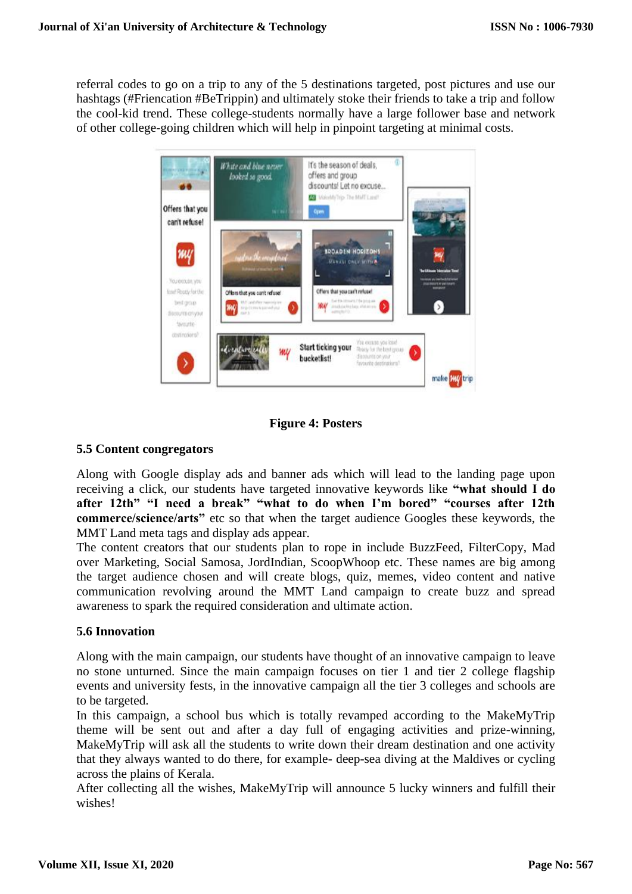referral codes to go on a trip to any of the 5 destinations targeted, post pictures and use our hashtags (#Friencation #BeTrippin) and ultimately stoke their friends to take a trip and follow the cool-kid trend. These college-students normally have a large follower base and network of other college-going children which will help in pinpoint targeting at minimal costs.

**Figure 4: Posters**

### 5.5 Content congregators

Along with Google display ads and banner ads which will lead to the landing page upon receiving a click, our students have targeted innovative keywords like **"what should I do after 12th" "I need a break" "what to do when I'm bored" "courses after 12th commerce/science/arts"** etc so that when the target audience Googles these keywords, the MMT Land meta tags and display ads appear.

The content creators that our students plan to rope in include BuzzFeed, FilterCopy, Mad over Marketing, Social Samosa, JordIndian, ScoopWhoop etc. These names are big among the target audience chosen and will create blogs, quiz, memes, video content and native communication revolving around the MMT Land campaign to create buzz and spread awareness to spark the required consideration and ultimate action.

### 5.6 Innovation

Along with the main campaign, our students have thought of an innovative campaign to leave no stone unturned. Since the main campaign focuses on tier 1 and tier 2 college flagship events and university fests, in the innovative campaign all the tier 3 colleges and schools are to be targeted.

In this campaign, a school bus which is totally revamped according to the MakeMyTrip theme will be sent out and after a day full of engaging activities and prize-winning, MakeMyTrip will ask all the students to write down their dream destination and one activity that they always wanted to do there, for example- deep-sea diving at the Maldives or cycling across the plains of Kerala.

After collecting all the wishes, MakeMyTrip will announce 5 lucky winners and fulfill their wishes!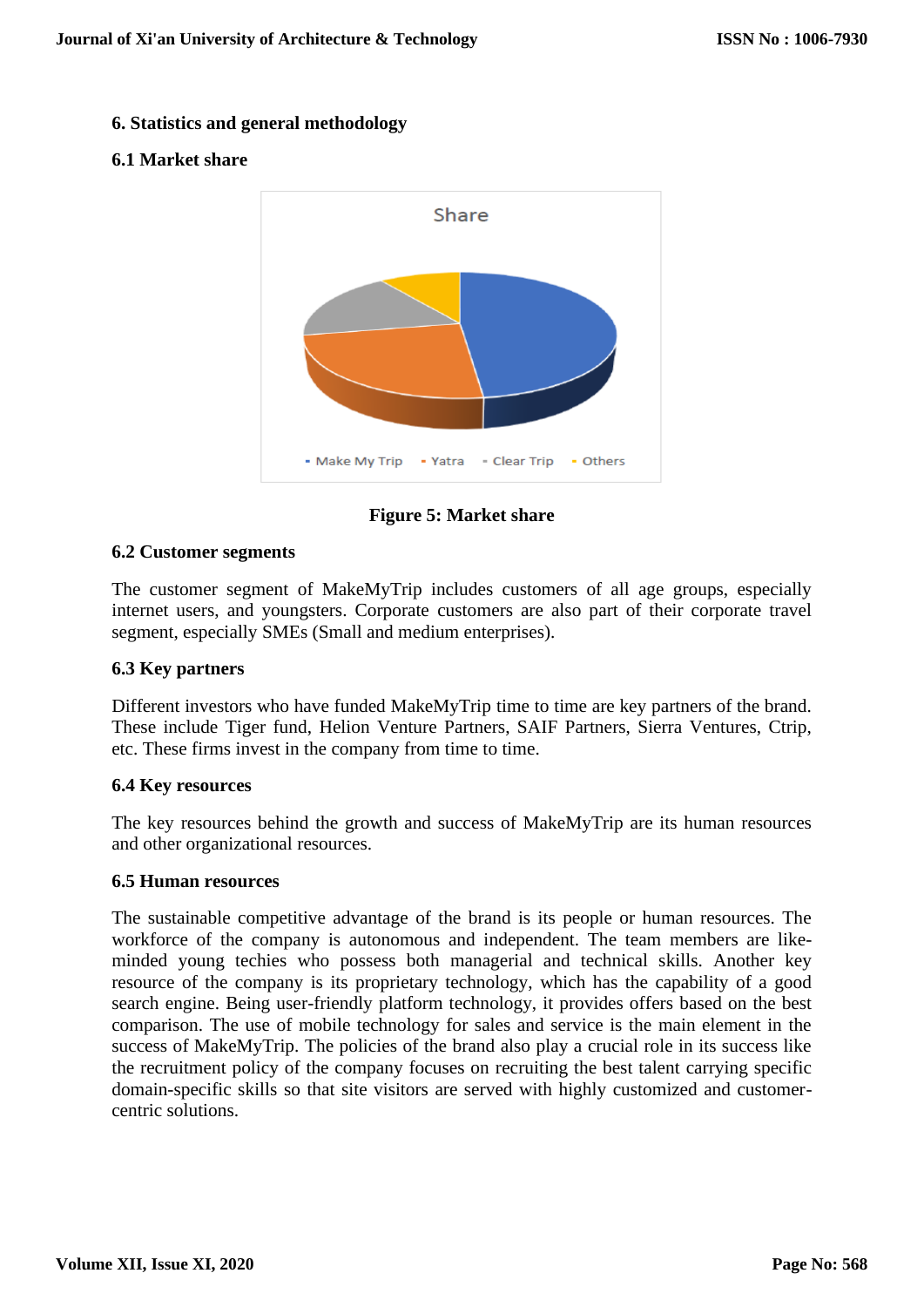## 6. Statistics and general methodology

### 6.1 Market share

**Figure 5: Market share**

### 6.2 Customer segments

The customer segment of MakeMyTrip includes customers of all age groups, especially internet users, and youngsters. Corporate customers are also part of their corporate travel segment, especially SMEs (Small and medium enterprises).

### 6.3 Key partners

Different investors who have funded MakeMyTrip time to time are key partners of the brand. These include Tiger fund, Helion Venture Partners, SAIF Partners, Sierra Ventures, Ctrip, etc. These firms invest in the company from time to time.

### 6.4 Key resources

The key resources behind the growth and success of MakeMyTrip are its human resources and other organizational resources.

### 6.5 Human resources

The sustainable competitive advantage of the brand is its people or human resources. The workforce of the company is autonomous and independent. The team members are like-minded young techies who possess both managerial and technical skills. Another key resource of the company is its proprietary technology, which has the capability of a good search engine. Being user-friendly platform technology, it provides offers based on the best comparison. The use of mobile technology for sales and service is the main element in the success of MakeMyTrip. The policies of the brand also play a crucial role in its success like the recruitment policy of the company focuses on recruiting the best talent carrying specific domain-specific skills so that site visitors are served with highly customized and customer-centric solutions.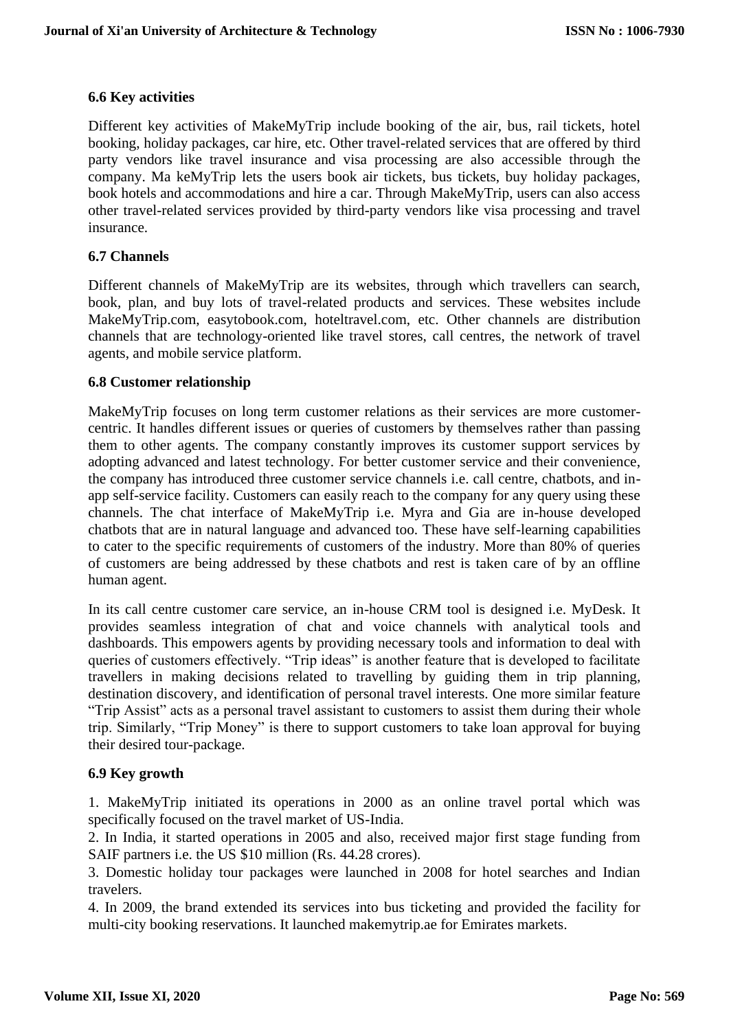### 6.6 Key activities

Different key activities of MakeMyTrip include booking of the air, bus, rail tickets, hotel booking, holiday packages, car hire, etc. Other travel-related services that are offered by third party vendors like travel insurance and visa processing are also accessible through the company. Ma keMyTrip lets the users book air tickets, bus tickets, buy holiday packages, book hotels and accommodations and hire a car. Through MakeMyTrip, users can also access other travel-related services provided by third-party vendors like visa processing and travel insurance.

### 6.7 Channels

Different channels of MakeMyTrip are its websites, through which travellers can search, book, plan, and buy lots of travel-related products and services. These websites include MakeMyTrip.com, easytobook.com, hoteltravel.com, etc. Other channels are distribution channels that are technology-oriented like travel stores, call centres, the network of travel agents, and mobile service platform.

### 6.8 Customer relationship

MakeMyTrip focuses on long term customer relations as their services are more customer-centric. It handles different issues or queries of customers by themselves rather than passing them to other agents. The company constantly improves its customer support services by adopting advanced and latest technology. For better customer service and their convenience, the company has introduced three customer service channels i.e. call centre, chatbots, and in-app self-service facility. Customers can easily reach to the company for any query using these channels. The chat interface of MakeMyTrip i.e. Myra and Gia are in-house developed chatbots that are in natural language and advanced too. These have self-learning capabilities to cater to the specific requirements of customers of the industry. More than 80% of queries of customers are being addressed by these chatbots and rest is taken care of by an offline human agent.

In its call centre customer care service, an in-house CRM tool is designed i.e. MyDesk. It provides seamless integration of chat and voice channels with analytical tools and dashboards. This empowers agents by providing necessary tools and information to deal with queries of customers effectively. "Trip ideas" is another feature that is developed to facilitate travellers in making decisions related to travelling by guiding them in trip planning, destination discovery, and identification of personal travel interests. One more similar feature "Trip Assist" acts as a personal travel assistant to customers to assist them during their whole trip. Similarly, "Trip Money" is there to support customers to take loan approval for buying their desired tour-package.

### 6.9 Key growth

1. MakeMyTrip initiated its operations in 2000 as an online travel portal which was specifically focused on the travel market of US-India.
2. In India, it started operations in 2005 and also, received major first stage funding from SAIF partners i.e. the US $10 million (Rs. 44.28 crores).
3. Domestic holiday tour packages were launched in 2008 for hotel searches and Indian travelers.
4. In 2009, the brand extended its services into bus ticketing and provided the facility for multi-city booking reservations. It launched makemytrip.ae for Emirates markets.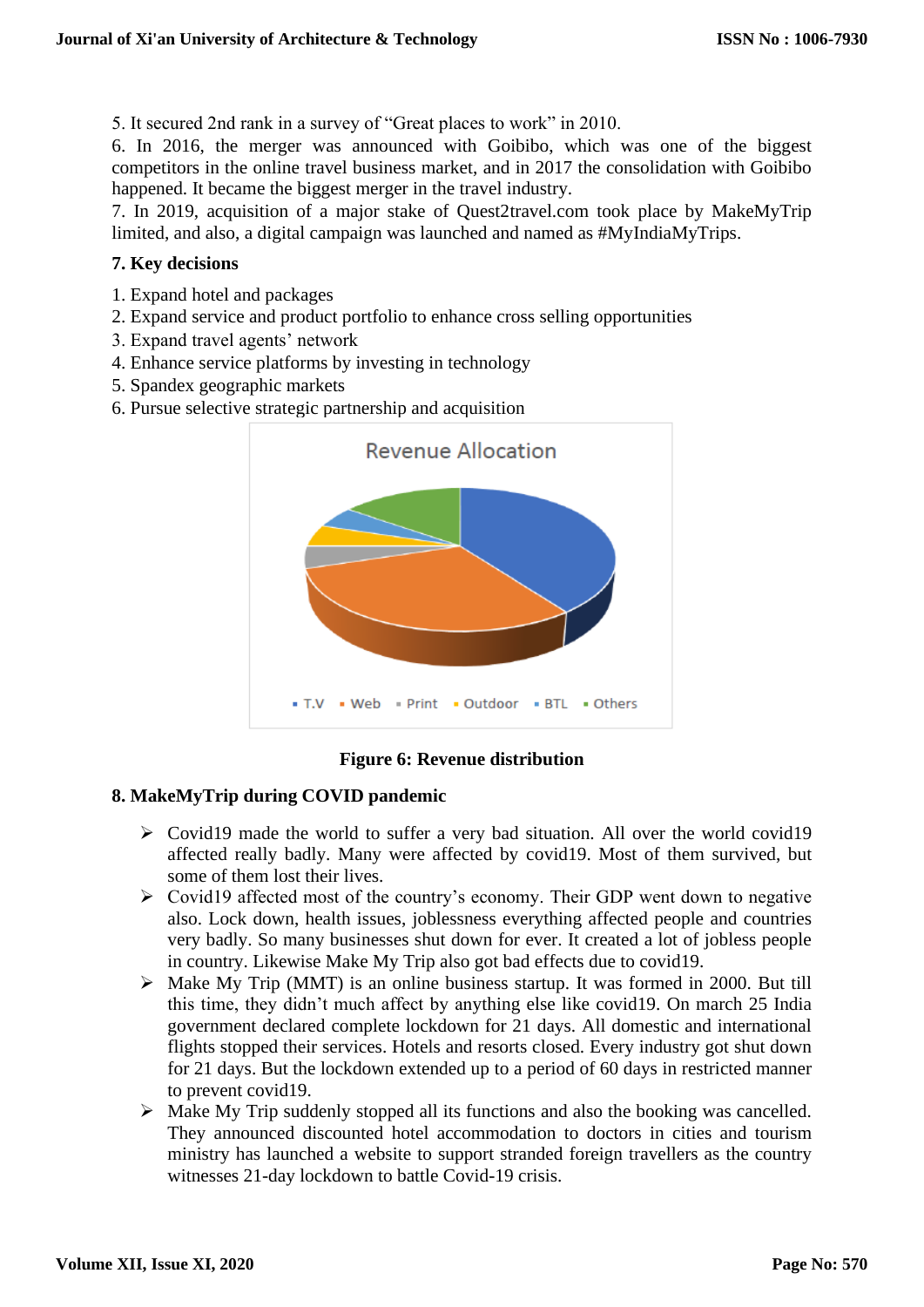5. It secured 2nd rank in a survey of "Great places to work" in 2010.
6. In 2016, the merger was announced with Goibibo, which was one of the biggest competitors in the online travel business market, and in 2017 the consolidation with Goibibo happened. It became the biggest merger in the travel industry.
7. In 2019, acquisition of a major stake of Quest2travel.com took place by MakeMyTrip limited, and also, a digital campaign was launched and named as #MyIndiaMyTrips.

## 7. Key decisions

1. Expand hotel and packages
2. Expand service and product portfolio to enhance cross selling opportunities
3. Expand travel agents' network
4. Enhance service platforms by investing in technology
5. Spandex geographic markets
6. Pursue selective strategic partnership and acquisition

**Figure 6: Revenue distribution**

## 8. MakeMyTrip during COVID pandemic

- Covid19 made the world to suffer a very bad situation. All over the world covid19 affected really badly. Many were affected by covid19. Most of them survived, but some of them lost their lives.
- Covid19 affected most of the country's economy. Their GDP went down to negative also. Lock down, health issues, joblessness everything affected people and countries very badly. So many businesses shut down for ever. It created a lot of jobless people in country. Likewise Make My Trip also got bad effects due to covid19.
- Make My Trip (MMT) is an online business startup. It was formed in 2000. But till this time, they didn't much affect by anything else like covid19. On march 25 India government declared complete lockdown for 21 days. All domestic and international flights stopped their services. Hotels and resorts closed. Every industry got shut down for 21 days. But the lockdown extended up to a period of 60 days in restricted manner to prevent covid19.
- Make My Trip suddenly stopped all its functions and also the booking was cancelled. They announced discounted hotel accommodation to doctors in cities and tourism ministry has launched a website to support stranded foreign travellers as the country witnesses 21-day lockdown to battle Covid-19 crisis.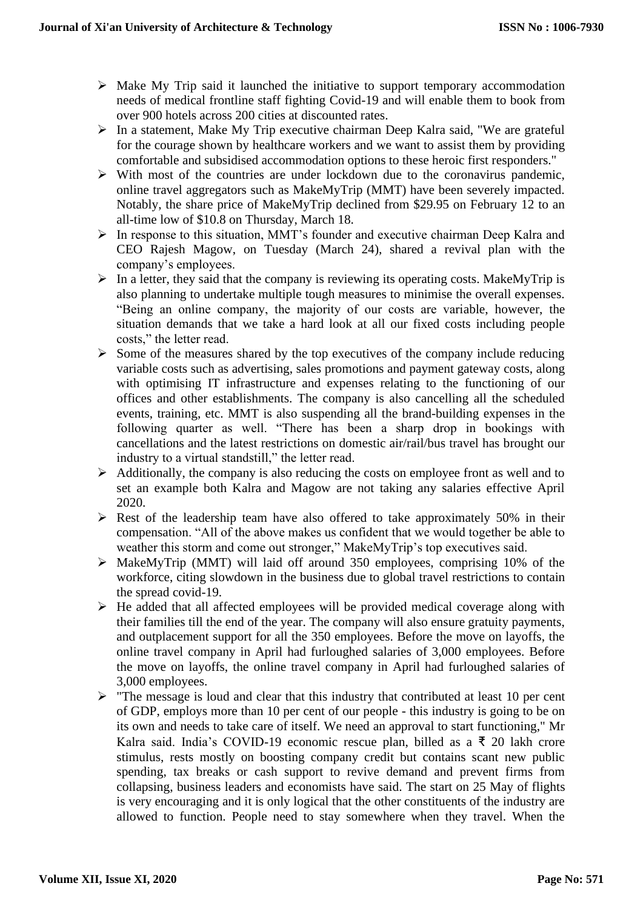- Make My Trip said it launched the initiative to support temporary accommodation needs of medical frontline staff fighting Covid-19 and will enable them to book from over 900 hotels across 200 cities at discounted rates.
- In a statement, Make My Trip executive chairman Deep Kalra said, "We are grateful for the courage shown by healthcare workers and we want to assist them by providing comfortable and subsidised accommodation options to these heroic first responders."
- With most of the countries are under lockdown due to the coronavirus pandemic, online travel aggregators such as MakeMyTrip (MMT) have been severely impacted. Notably, the share price of MakeMyTrip declined from $29.95 on February 12 to an all-time low of $10.8 on Thursday, March 18.
- In response to this situation, MMT's founder and executive chairman Deep Kalra and CEO Rajesh Magow, on Tuesday (March 24), shared a revival plan with the company's employees.
- In a letter, they said that the company is reviewing its operating costs. MakeMyTrip is also planning to undertake multiple tough measures to minimise the overall expenses. "Being an online company, the majority of our costs are variable, however, the situation demands that we take a hard look at all our fixed costs including people costs," the letter read.
- Some of the measures shared by the top executives of the company include reducing variable costs such as advertising, sales promotions and payment gateway costs, along with optimising IT infrastructure and expenses relating to the functioning of our offices and other establishments. The company is also cancelling all the scheduled events, training, etc. MMT is also suspending all the brand-building expenses in the following quarter as well. "There has been a sharp drop in bookings with cancellations and the latest restrictions on domestic air/rail/bus travel has brought our industry to a virtual standstill," the letter read.
- Additionally, the company is also reducing the costs on employee front as well and to set an example both Kalra and Magow are not taking any salaries effective April 2020.
- Rest of the leadership team have also offered to take approximately 50% in their compensation. "All of the above makes us confident that we would together be able to weather this storm and come out stronger," MakeMyTrip's top executives said.
- MakeMyTrip (MMT) will laid off around 350 employees, comprising 10% of the workforce, citing slowdown in the business due to global travel restrictions to contain the spread covid-19.
- He added that all affected employees will be provided medical coverage along with their families till the end of the year. The company will also ensure gratuity payments, and outplacement support for all the 350 employees. Before the move on layoffs, the online travel company in April had furloughed salaries of 3,000 employees. Before the move on layoffs, the online travel company in April had furloughed salaries of 3,000 employees.
- "The message is loud and clear that this industry that contributed at least 10 per cent of GDP, employs more than 10 per cent of our people - this industry is going to be on its own and needs to take care of itself. We need an approval to start functioning," Mr Kalra said. India's COVID-19 economic rescue plan, billed as a ₹ 20 lakh crore stimulus, rests mostly on boosting company credit but contains scant new public spending, tax breaks or cash support to revive demand and prevent firms from collapsing, business leaders and economists have said. The start on 25 May of flights is very encouraging and it is only logical that the other constituents of the industry are allowed to function. People need to stay somewhere when they travel. When the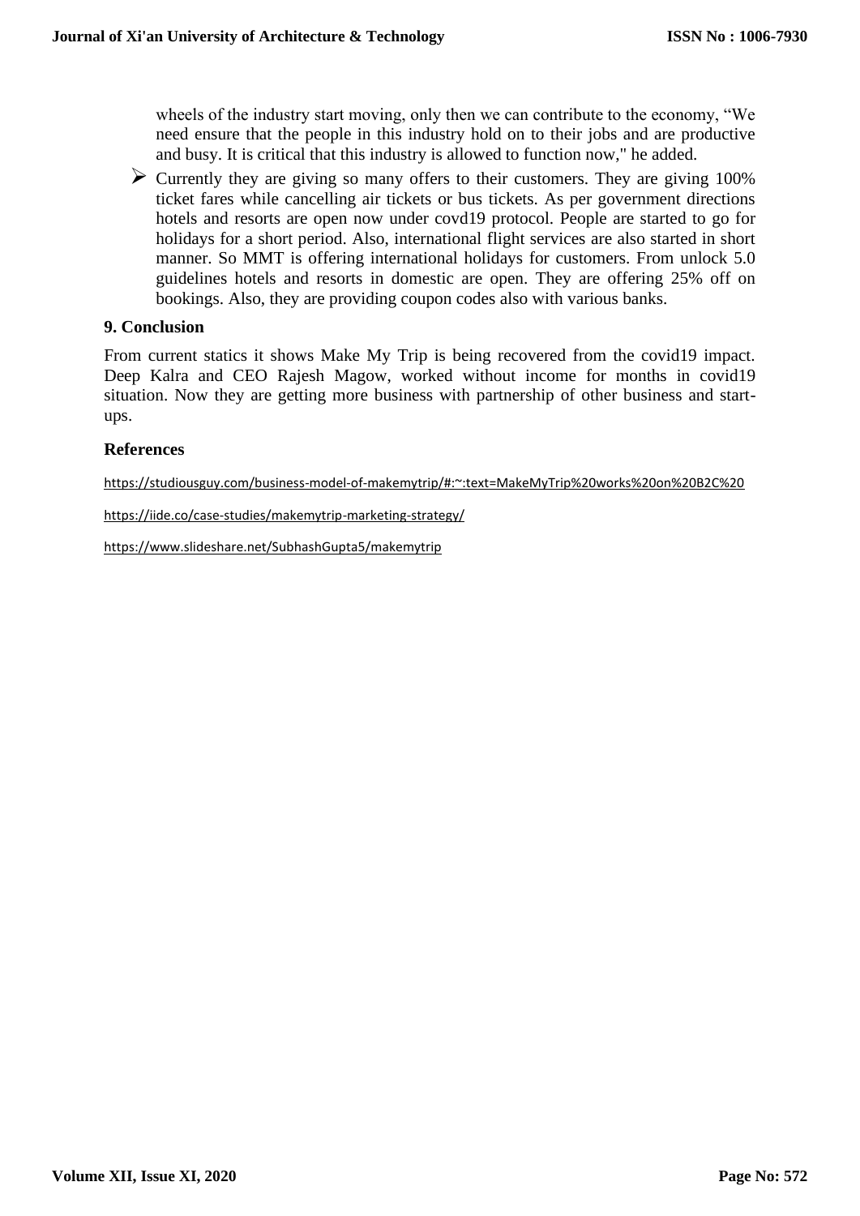wheels of the industry start moving, only then we can contribute to the economy, "We need ensure that the people in this industry hold on to their jobs and are productive and busy. It is critical that this industry is allowed to function now," he added.

- Currently they are giving so many offers to their customers. They are giving 100% ticket fares while cancelling air tickets or bus tickets. As per government directions hotels and resorts are open now under covd19 protocol. People are started to go for holidays for a short period. Also, international flight services are also started in short manner. So MMT is offering international holidays for customers. From unlock 5.0 guidelines hotels and resorts in domestic are open. They are offering 25% off on bookings. Also, they are providing coupon codes also with various banks.

## 9. Conclusion

From current statics it shows Make My Trip is being recovered from the covid19 impact. Deep Kalra and CEO Rajesh Magow, worked without income for months in covid19 situation. Now they are getting more business with partnership of other business and start-ups.

## References

https://studiousguy.com/business-model-of-makemytrip/#:~:text=MakeMyTrip%20works%20on%20B2C%20

https://iide.co/case-studies/makemytrip-marketing-strategy/

https://www.slideshare.net/SubhashGupta5/makemytrip